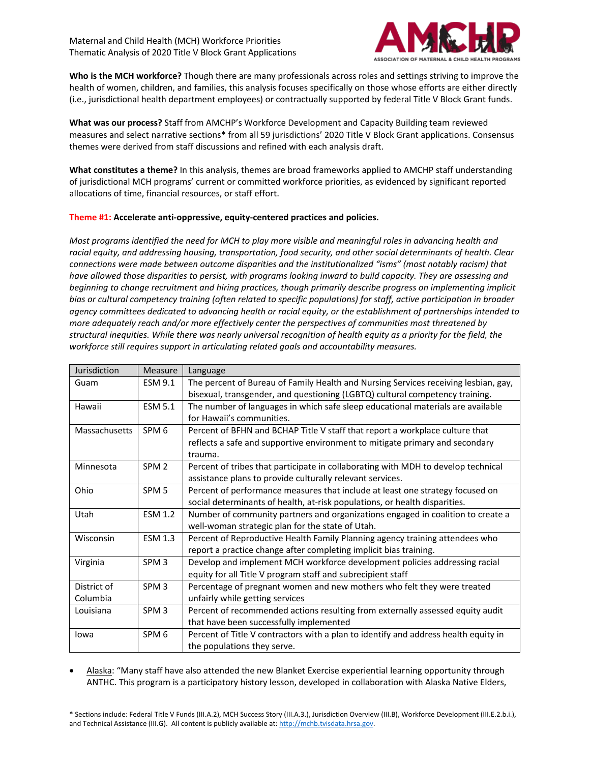Maternal and Child Health (MCH) Workforce Priorities
Thematic Analysis of 2020 Title V Block Grant Applications

**Who is the MCH workforce?** Though there are many professionals across roles and settings striving to improve the health of women, children, and families, this analysis focuses specifically on those whose efforts are either directly (i.e., jurisdictional health department employees) or contractually supported by federal Title V Block Grant funds.

**What was our process?** Staff from AMCHP's Workforce Development and Capacity Building team reviewed measures and select narrative sections* from all 59 jurisdictions' 2020 Title V Block Grant applications. Consensus themes were derived from staff discussions and refined with each analysis draft.

**What constitutes a theme?** In this analysis, themes are broad frameworks applied to AMCHP staff understanding of jurisdictional MCH programs' current or committed workforce priorities, as evidenced by significant reported allocations of time, financial resources, or staff effort.

**Theme #1: Accelerate anti-oppressive, equity-centered practices and policies.**

*Most programs identified the need for MCH to play more visible and meaningful roles in advancing health and racial equity, and addressing housing, transportation, food security, and other social determinants of health. Clear connections were made between outcome disparities and the institutionalized "isms" (most notably racism) that have allowed those disparities to persist, with programs looking inward to build capacity. They are assessing and beginning to change recruitment and hiring practices, though primarily describe progress on implementing implicit bias or cultural competency training (often related to specific populations) for staff, active participation in broader agency committees dedicated to advancing health or racial equity, or the establishment of partnerships intended to more adequately reach and/or more effectively center the perspectives of communities most threatened by structural inequities. While there was nearly universal recognition of health equity as a priority for the field, the workforce still requires support in articulating related goals and accountability measures.*

| Jurisdiction | Measure | Language |
|---|---|---|
| Guam | ESM 9.1 | The percent of Bureau of Family Health and Nursing Services receiving lesbian, gay, bisexual, transgender, and questioning (LGBTQ) cultural competency training. |
| Hawaii | ESM 5.1 | The number of languages in which safe sleep educational materials are available for Hawaii's communities. |
| Massachusetts | SPM 6 | Percent of BFHN and BCHAP Title V staff that report a workplace culture that reflects a safe and supportive environment to mitigate primary and secondary trauma. |
| Minnesota | SPM 2 | Percent of tribes that participate in collaborating with MDH to develop technical assistance plans to provide culturally relevant services. |
| Ohio | SPM 5 | Percent of performance measures that include at least one strategy focused on social determinants of health, at-risk populations, or health disparities. |
| Utah | ESM 1.2 | Number of community partners and organizations engaged in coalition to create a well-woman strategic plan for the state of Utah. |
| Wisconsin | ESM 1.3 | Percent of Reproductive Health Family Planning agency training attendees who report a practice change after completing implicit bias training. |
| Virginia | SPM 3 | Develop and implement MCH workforce development policies addressing racial equity for all Title V program staff and subrecipient staff |
| District of Columbia | SPM 3 | Percentage of pregnant women and new mothers who felt they were treated unfairly while getting services |
| Louisiana | SPM 3 | Percent of recommended actions resulting from externally assessed equity audit that have been successfully implemented |
| Iowa | SPM 6 | Percent of Title V contractors with a plan to identify and address health equity in the populations they serve. |

- Alaska: "Many staff have also attended the new Blanket Exercise experiential learning opportunity through ANTHC. This program is a participatory history lesson, developed in collaboration with Alaska Native Elders,

* Sections include: Federal Title V Funds (III.A.2), MCH Success Story (III.A.3.), Jurisdiction Overview (III.B), Workforce Development (III.E.2.b.i.), and Technical Assistance (III.G). All content is publicly available at: http://mchb.tvisdata.hrsa.gov.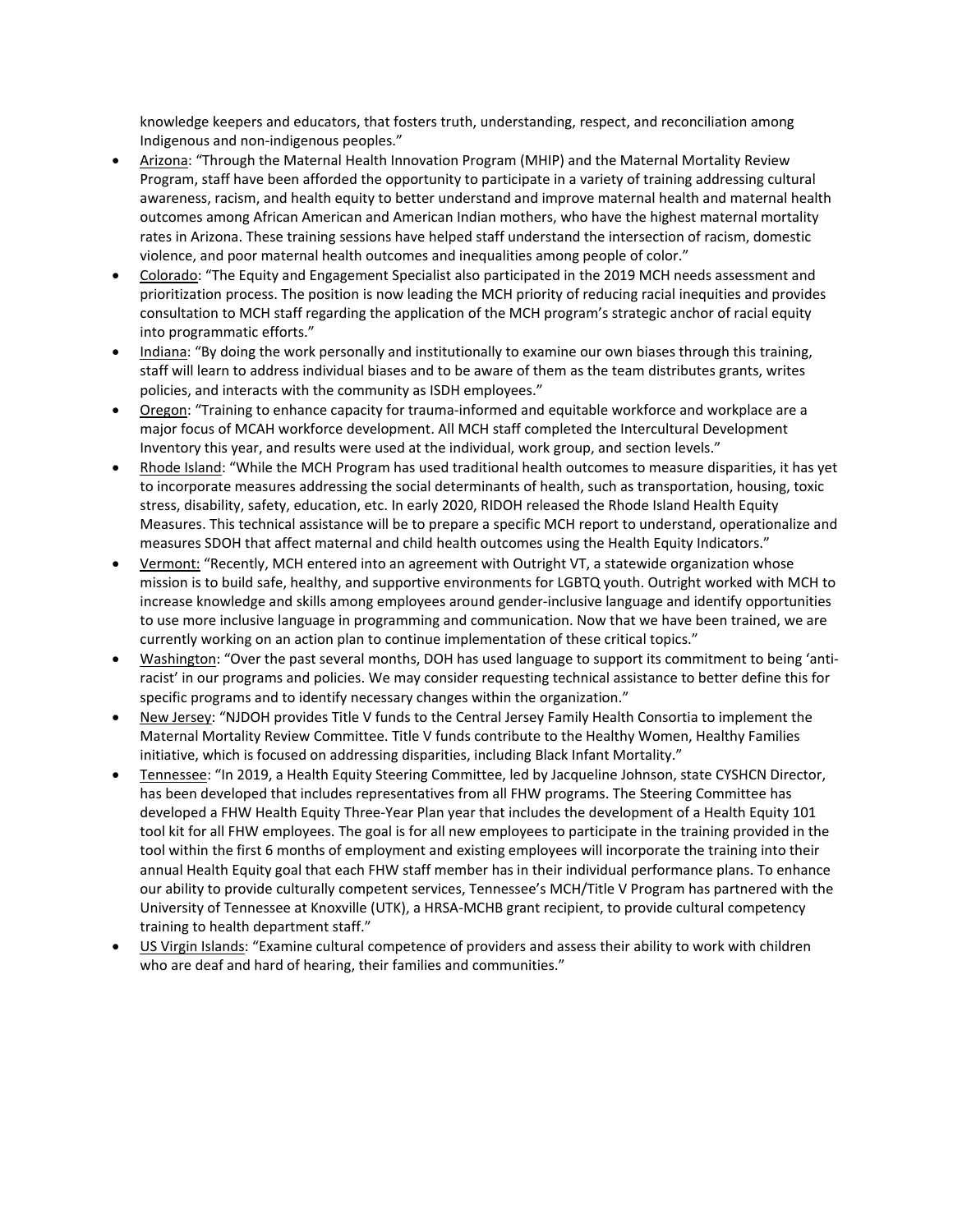knowledge keepers and educators, that fosters truth, understanding, respect, and reconciliation among Indigenous and non-indigenous peoples."

- Arizona: "Through the Maternal Health Innovation Program (MHIP) and the Maternal Mortality Review Program, staff have been afforded the opportunity to participate in a variety of training addressing cultural awareness, racism, and health equity to better understand and improve maternal health and maternal health outcomes among African American and American Indian mothers, who have the highest maternal mortality rates in Arizona. These training sessions have helped staff understand the intersection of racism, domestic violence, and poor maternal health outcomes and inequalities among people of color."
- Colorado: "The Equity and Engagement Specialist also participated in the 2019 MCH needs assessment and prioritization process. The position is now leading the MCH priority of reducing racial inequities and provides consultation to MCH staff regarding the application of the MCH program's strategic anchor of racial equity into programmatic efforts."
- Indiana: "By doing the work personally and institutionally to examine our own biases through this training, staff will learn to address individual biases and to be aware of them as the team distributes grants, writes policies, and interacts with the community as ISDH employees."
- Oregon: "Training to enhance capacity for trauma-informed and equitable workforce and workplace are a major focus of MCAH workforce development. All MCH staff completed the Intercultural Development Inventory this year, and results were used at the individual, work group, and section levels."
- Rhode Island: "While the MCH Program has used traditional health outcomes to measure disparities, it has yet to incorporate measures addressing the social determinants of health, such as transportation, housing, toxic stress, disability, safety, education, etc. In early 2020, RIDOH released the Rhode Island Health Equity Measures. This technical assistance will be to prepare a specific MCH report to understand, operationalize and measures SDOH that affect maternal and child health outcomes using the Health Equity Indicators."
- Vermont: "Recently, MCH entered into an agreement with Outright VT, a statewide organization whose mission is to build safe, healthy, and supportive environments for LGBTQ youth. Outright worked with MCH to increase knowledge and skills among employees around gender-inclusive language and identify opportunities to use more inclusive language in programming and communication. Now that we have been trained, we are currently working on an action plan to continue implementation of these critical topics."
- Washington: "Over the past several months, DOH has used language to support its commitment to being 'anti-racist' in our programs and policies. We may consider requesting technical assistance to better define this for specific programs and to identify necessary changes within the organization."
- New Jersey: "NJDOH provides Title V funds to the Central Jersey Family Health Consortia to implement the Maternal Mortality Review Committee. Title V funds contribute to the Healthy Women, Healthy Families initiative, which is focused on addressing disparities, including Black Infant Mortality."
- Tennessee: "In 2019, a Health Equity Steering Committee, led by Jacqueline Johnson, state CYSHCN Director, has been developed that includes representatives from all FHW programs. The Steering Committee has developed a FHW Health Equity Three-Year Plan year that includes the development of a Health Equity 101 tool kit for all FHW employees. The goal is for all new employees to participate in the training provided in the tool within the first 6 months of employment and existing employees will incorporate the training into their annual Health Equity goal that each FHW staff member has in their individual performance plans. To enhance our ability to provide culturally competent services, Tennessee's MCH/Title V Program has partnered with the University of Tennessee at Knoxville (UTK), a HRSA-MCHB grant recipient, to provide cultural competency training to health department staff."
- US Virgin Islands: "Examine cultural competence of providers and assess their ability to work with children who are deaf and hard of hearing, their families and communities."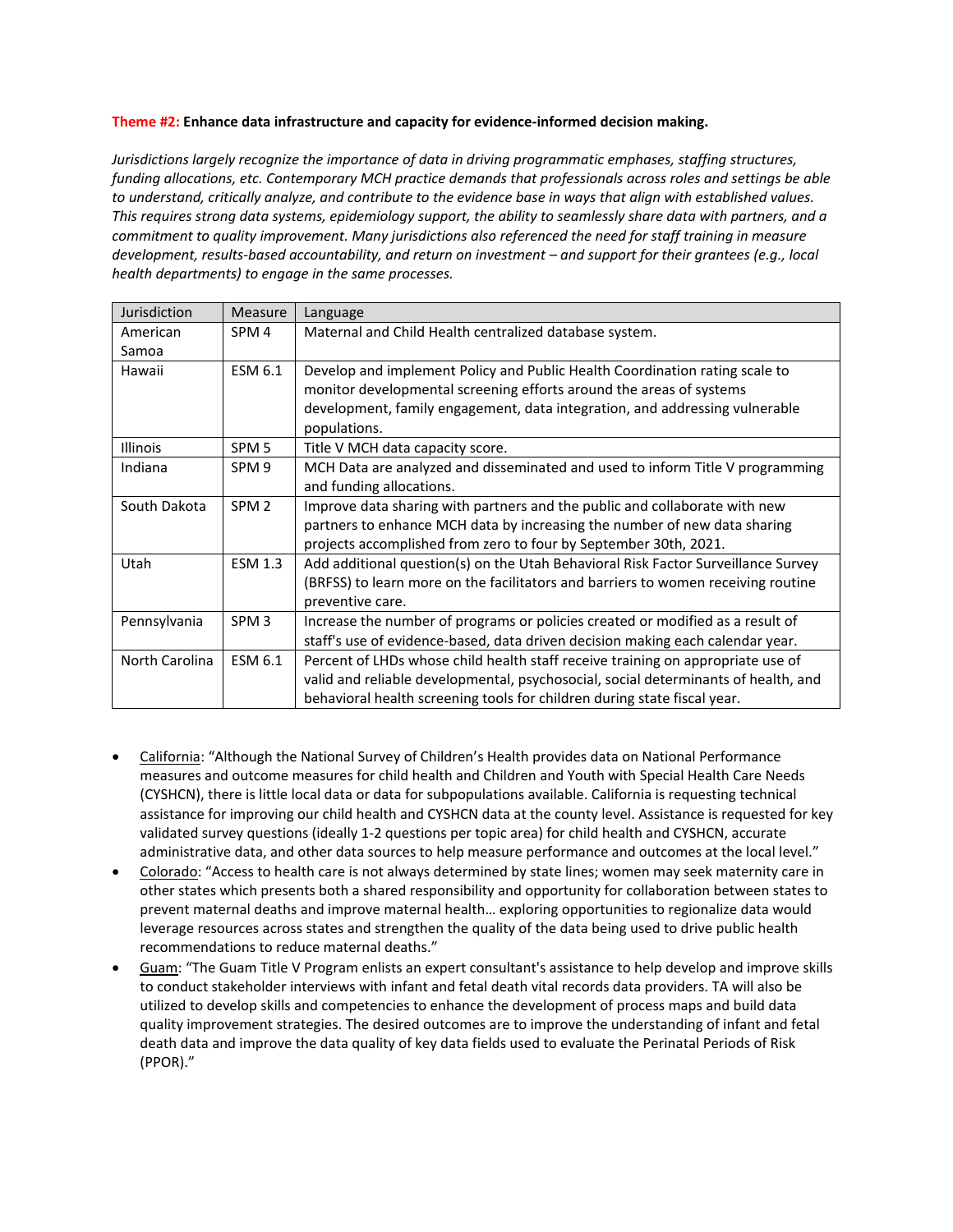**Theme #2: Enhance data infrastructure and capacity for evidence-informed decision making.**

*Jurisdictions largely recognize the importance of data in driving programmatic emphases, staffing structures, funding allocations, etc. Contemporary MCH practice demands that professionals across roles and settings be able to understand, critically analyze, and contribute to the evidence base in ways that align with established values. This requires strong data systems, epidemiology support, the ability to seamlessly share data with partners, and a commitment to quality improvement. Many jurisdictions also referenced the need for staff training in measure development, results-based accountability, and return on investment – and support for their grantees (e.g., local health departments) to engage in the same processes.*

| Jurisdiction | Measure | Language |
|---|---|---|
| American Samoa | SPM 4 | Maternal and Child Health centralized database system. |
| Hawaii | ESM 6.1 | Develop and implement Policy and Public Health Coordination rating scale to monitor developmental screening efforts around the areas of systems development, family engagement, data integration, and addressing vulnerable populations. |
| Illinois | SPM 5 | Title V MCH data capacity score. |
| Indiana | SPM 9 | MCH Data are analyzed and disseminated and used to inform Title V programming and funding allocations. |
| South Dakota | SPM 2 | Improve data sharing with partners and the public and collaborate with new partners to enhance MCH data by increasing the number of new data sharing projects accomplished from zero to four by September 30th, 2021. |
| Utah | ESM 1.3 | Add additional question(s) on the Utah Behavioral Risk Factor Surveillance Survey (BRFSS) to learn more on the facilitators and barriers to women receiving routine preventive care. |
| Pennsylvania | SPM 3 | Increase the number of programs or policies created or modified as a result of staff's use of evidence-based, data driven decision making each calendar year. |
| North Carolina | ESM 6.1 | Percent of LHDs whose child health staff receive training on appropriate use of valid and reliable developmental, psychosocial, social determinants of health, and behavioral health screening tools for children during state fiscal year. |

- California: "Although the National Survey of Children's Health provides data on National Performance measures and outcome measures for child health and Children and Youth with Special Health Care Needs (CYSHCN), there is little local data or data for subpopulations available. California is requesting technical assistance for improving our child health and CYSHCN data at the county level. Assistance is requested for key validated survey questions (ideally 1-2 questions per topic area) for child health and CYSHCN, accurate administrative data, and other data sources to help measure performance and outcomes at the local level."
- Colorado: "Access to health care is not always determined by state lines; women may seek maternity care in other states which presents both a shared responsibility and opportunity for collaboration between states to prevent maternal deaths and improve maternal health… exploring opportunities to regionalize data would leverage resources across states and strengthen the quality of the data being used to drive public health recommendations to reduce maternal deaths."
- Guam: "The Guam Title V Program enlists an expert consultant's assistance to help develop and improve skills to conduct stakeholder interviews with infant and fetal death vital records data providers. TA will also be utilized to develop skills and competencies to enhance the development of process maps and build data quality improvement strategies. The desired outcomes are to improve the understanding of infant and fetal death data and improve the data quality of key data fields used to evaluate the Perinatal Periods of Risk (PPOR)."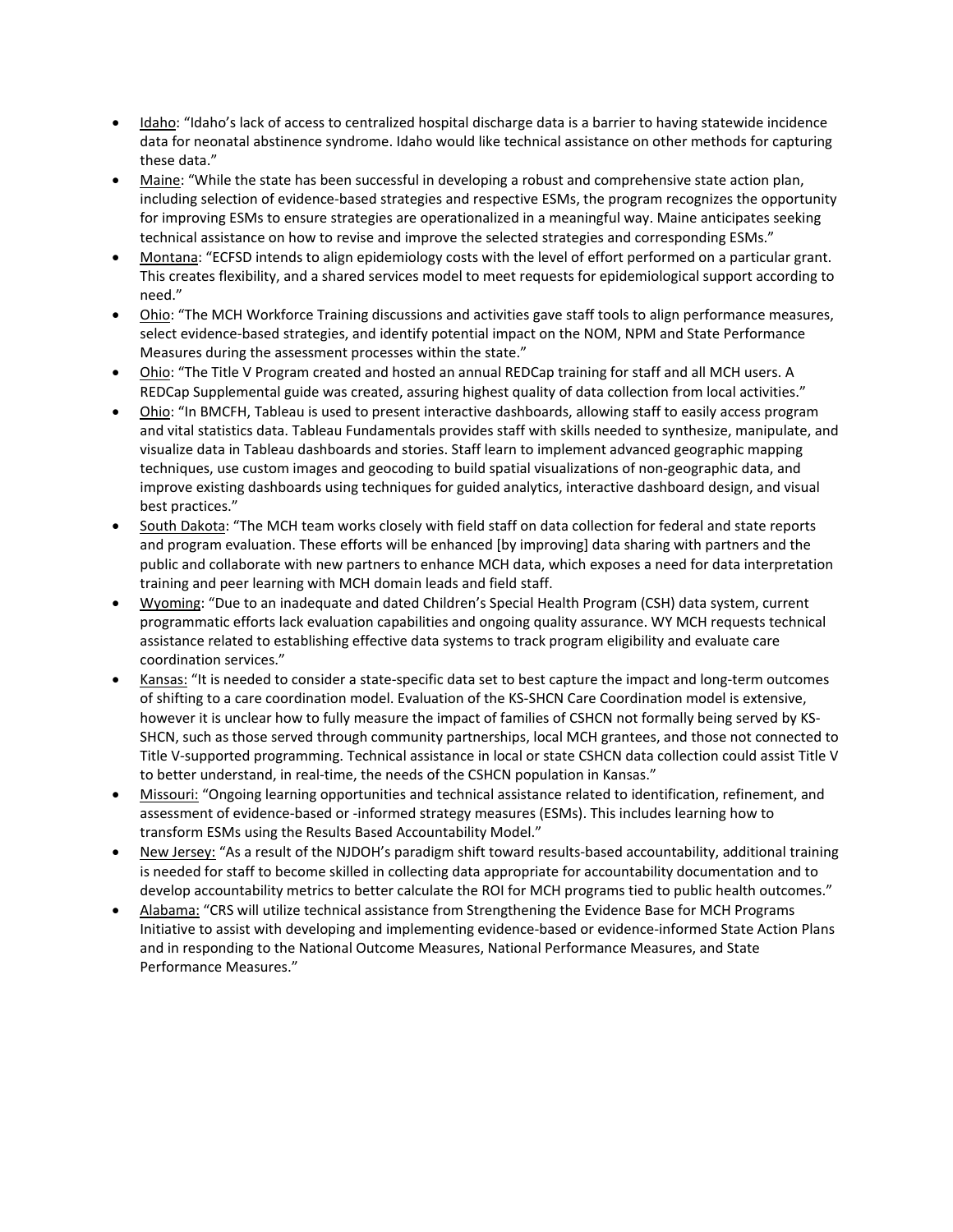- Idaho: "Idaho's lack of access to centralized hospital discharge data is a barrier to having statewide incidence data for neonatal abstinence syndrome. Idaho would like technical assistance on other methods for capturing these data."
- Maine: "While the state has been successful in developing a robust and comprehensive state action plan, including selection of evidence-based strategies and respective ESMs, the program recognizes the opportunity for improving ESMs to ensure strategies are operationalized in a meaningful way. Maine anticipates seeking technical assistance on how to revise and improve the selected strategies and corresponding ESMs."
- Montana: "ECFSD intends to align epidemiology costs with the level of effort performed on a particular grant. This creates flexibility, and a shared services model to meet requests for epidemiological support according to need."
- Ohio: "The MCH Workforce Training discussions and activities gave staff tools to align performance measures, select evidence-based strategies, and identify potential impact on the NOM, NPM and State Performance Measures during the assessment processes within the state."
- Ohio: "The Title V Program created and hosted an annual REDCap training for staff and all MCH users. A REDCap Supplemental guide was created, assuring highest quality of data collection from local activities."
- Ohio: "In BMCFH, Tableau is used to present interactive dashboards, allowing staff to easily access program and vital statistics data. Tableau Fundamentals provides staff with skills needed to synthesize, manipulate, and visualize data in Tableau dashboards and stories. Staff learn to implement advanced geographic mapping techniques, use custom images and geocoding to build spatial visualizations of non-geographic data, and improve existing dashboards using techniques for guided analytics, interactive dashboard design, and visual best practices."
- South Dakota: "The MCH team works closely with field staff on data collection for federal and state reports and program evaluation. These efforts will be enhanced [by improving] data sharing with partners and the public and collaborate with new partners to enhance MCH data, which exposes a need for data interpretation training and peer learning with MCH domain leads and field staff.
- Wyoming: "Due to an inadequate and dated Children's Special Health Program (CSH) data system, current programmatic efforts lack evaluation capabilities and ongoing quality assurance. WY MCH requests technical assistance related to establishing effective data systems to track program eligibility and evaluate care coordination services."
- Kansas: "It is needed to consider a state-specific data set to best capture the impact and long-term outcomes of shifting to a care coordination model. Evaluation of the KS-SHCN Care Coordination model is extensive, however it is unclear how to fully measure the impact of families of CSHCN not formally being served by KS-SHCN, such as those served through community partnerships, local MCH grantees, and those not connected to Title V-supported programming. Technical assistance in local or state CSHCN data collection could assist Title V to better understand, in real-time, the needs of the CSHCN population in Kansas."
- Missouri: "Ongoing learning opportunities and technical assistance related to identification, refinement, and assessment of evidence-based or -informed strategy measures (ESMs). This includes learning how to transform ESMs using the Results Based Accountability Model."
- New Jersey: "As a result of the NJDOH's paradigm shift toward results-based accountability, additional training is needed for staff to become skilled in collecting data appropriate for accountability documentation and to develop accountability metrics to better calculate the ROI for MCH programs tied to public health outcomes."
- Alabama: "CRS will utilize technical assistance from Strengthening the Evidence Base for MCH Programs Initiative to assist with developing and implementing evidence-based or evidence-informed State Action Plans and in responding to the National Outcome Measures, National Performance Measures, and State Performance Measures."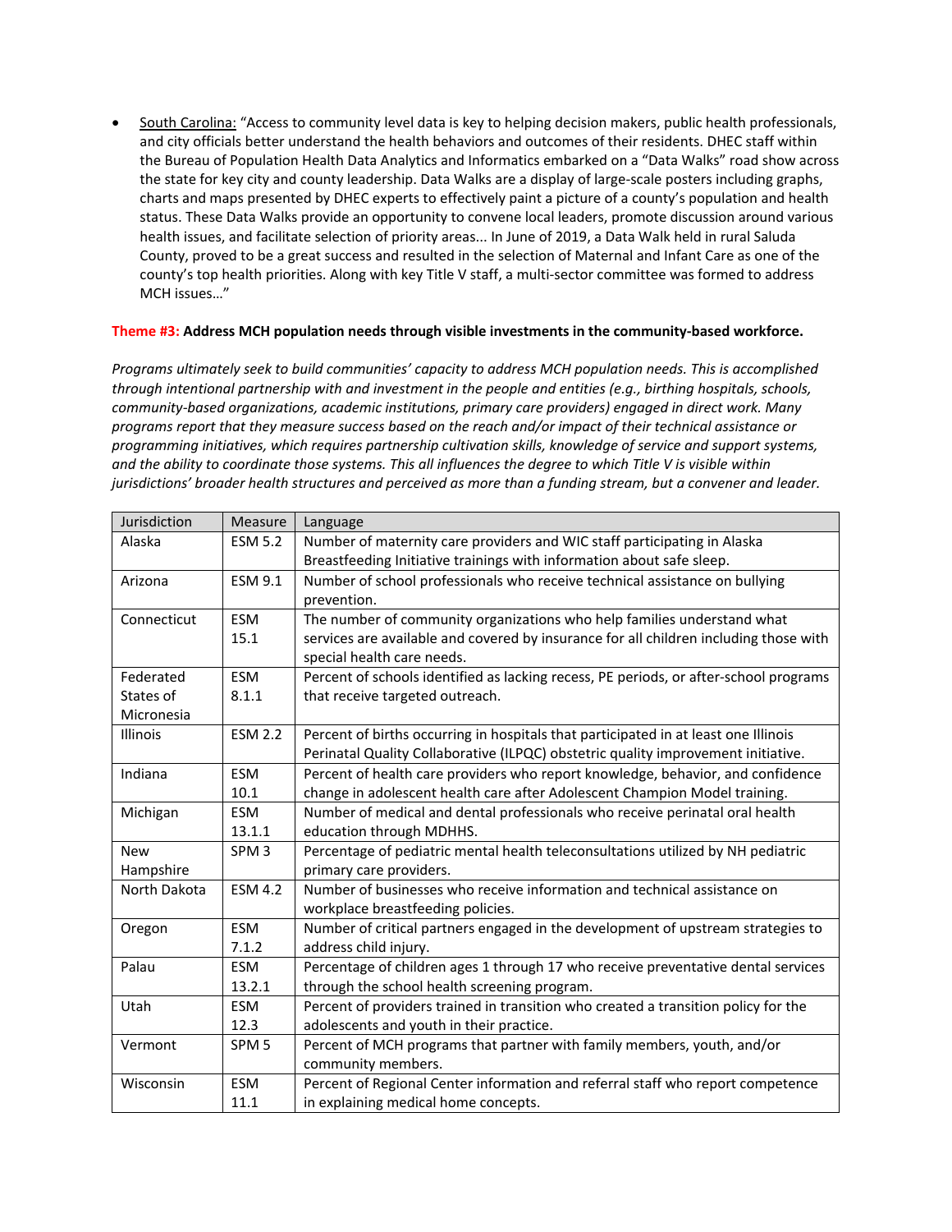- <u>South Carolina:</u> "Access to community level data is key to helping decision makers, public health professionals, and city officials better understand the health behaviors and outcomes of their residents. DHEC staff within the Bureau of Population Health Data Analytics and Informatics embarked on a "Data Walks" road show across the state for key city and county leadership. Data Walks are a display of large-scale posters including graphs, charts and maps presented by DHEC experts to effectively paint a picture of a county's population and health status. These Data Walks provide an opportunity to convene local leaders, promote discussion around various health issues, and facilitate selection of priority areas... In June of 2019, a Data Walk held in rural Saluda County, proved to be a great success and resulted in the selection of Maternal and Infant Care as one of the county's top health priorities. Along with key Title V staff, a multi-sector committee was formed to address MCH issues…"

**Theme #3: Address MCH population needs through visible investments in the community-based workforce.**

*Programs ultimately seek to build communities' capacity to address MCH population needs. This is accomplished through intentional partnership with and investment in the people and entities (e.g., birthing hospitals, schools, community-based organizations, academic institutions, primary care providers) engaged in direct work. Many programs report that they measure success based on the reach and/or impact of their technical assistance or programming initiatives, which requires partnership cultivation skills, knowledge of service and support systems, and the ability to coordinate those systems. This all influences the degree to which Title V is visible within jurisdictions' broader health structures and perceived as more than a funding stream, but a convener and leader.*

| Jurisdiction | Measure | Language |
|---|---|---|
| Alaska | ESM 5.2 | Number of maternity care providers and WIC staff participating in Alaska Breastfeeding Initiative trainings with information about safe sleep. |
| Arizona | ESM 9.1 | Number of school professionals who receive technical assistance on bullying prevention. |
| Connecticut | ESM 15.1 | The number of community organizations who help families understand what services are available and covered by insurance for all children including those with special health care needs. |
| Federated States of Micronesia | ESM 8.1.1 | Percent of schools identified as lacking recess, PE periods, or after-school programs that receive targeted outreach. |
| Illinois | ESM 2.2 | Percent of births occurring in hospitals that participated in at least one Illinois Perinatal Quality Collaborative (ILPQC) obstetric quality improvement initiative. |
| Indiana | ESM 10.1 | Percent of health care providers who report knowledge, behavior, and confidence change in adolescent health care after Adolescent Champion Model training. |
| Michigan | ESM 13.1.1 | Number of medical and dental professionals who receive perinatal oral health education through MDHHS. |
| New Hampshire | SPM 3 | Percentage of pediatric mental health teleconsultations utilized by NH pediatric primary care providers. |
| North Dakota | ESM 4.2 | Number of businesses who receive information and technical assistance on workplace breastfeeding policies. |
| Oregon | ESM 7.1.2 | Number of critical partners engaged in the development of upstream strategies to address child injury. |
| Palau | ESM 13.2.1 | Percentage of children ages 1 through 17 who receive preventative dental services through the school health screening program. |
| Utah | ESM 12.3 | Percent of providers trained in transition who created a transition policy for the adolescents and youth in their practice. |
| Vermont | SPM 5 | Percent of MCH programs that partner with family members, youth, and/or community members. |
| Wisconsin | ESM 11.1 | Percent of Regional Center information and referral staff who report competence in explaining medical home concepts. |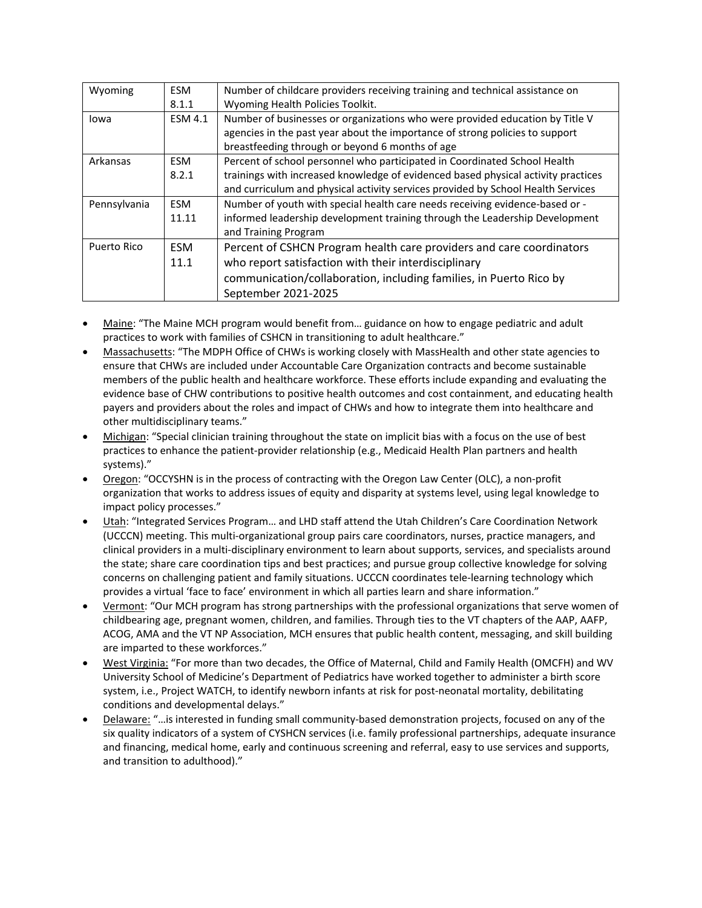| Wyoming | ESM 8.1.1 | Number of childcare providers receiving training and technical assistance on Wyoming Health Policies Toolkit. |
|---|---|---|
| Iowa | ESM 4.1 | Number of businesses or organizations who were provided education by Title V agencies in the past year about the importance of strong policies to support breastfeeding through or beyond 6 months of age |
| Arkansas | ESM 8.2.1 | Percent of school personnel who participated in Coordinated School Health trainings with increased knowledge of evidenced based physical activity practices and curriculum and physical activity services provided by School Health Services |
| Pennsylvania | ESM 11.11 | Number of youth with special health care needs receiving evidence-based or -informed leadership development training through the Leadership Development and Training Program |
| Puerto Rico | ESM 11.1 | Percent of CSHCN Program health care providers and care coordinators who report satisfaction with their interdisciplinary communication/collaboration, including families, in Puerto Rico by September 2021-2025 |

- Maine: "The Maine MCH program would benefit from… guidance on how to engage pediatric and adult practices to work with families of CSHCN in transitioning to adult healthcare."
- Massachusetts: "The MDPH Office of CHWs is working closely with MassHealth and other state agencies to ensure that CHWs are included under Accountable Care Organization contracts and become sustainable members of the public health and healthcare workforce. These efforts include expanding and evaluating the evidence base of CHW contributions to positive health outcomes and cost containment, and educating health payers and providers about the roles and impact of CHWs and how to integrate them into healthcare and other multidisciplinary teams."
- Michigan: "Special clinician training throughout the state on implicit bias with a focus on the use of best practices to enhance the patient-provider relationship (e.g., Medicaid Health Plan partners and health systems)."
- Oregon: "OCCYSHN is in the process of contracting with the Oregon Law Center (OLC), a non-profit organization that works to address issues of equity and disparity at systems level, using legal knowledge to impact policy processes."
- Utah: "Integrated Services Program… and LHD staff attend the Utah Children's Care Coordination Network (UCCCN) meeting. This multi-organizational group pairs care coordinators, nurses, practice managers, and clinical providers in a multi-disciplinary environment to learn about supports, services, and specialists around the state; share care coordination tips and best practices; and pursue group collective knowledge for solving concerns on challenging patient and family situations. UCCCN coordinates tele-learning technology which provides a virtual 'face to face' environment in which all parties learn and share information."
- Vermont: "Our MCH program has strong partnerships with the professional organizations that serve women of childbearing age, pregnant women, children, and families. Through ties to the VT chapters of the AAP, AAFP, ACOG, AMA and the VT NP Association, MCH ensures that public health content, messaging, and skill building are imparted to these workforces."
- West Virginia: "For more than two decades, the Office of Maternal, Child and Family Health (OMCFH) and WV University School of Medicine's Department of Pediatrics have worked together to administer a birth score system, i.e., Project WATCH, to identify newborn infants at risk for post-neonatal mortality, debilitating conditions and developmental delays."
- Delaware: "…is interested in funding small community-based demonstration projects, focused on any of the six quality indicators of a system of CYSHCN services (i.e. family professional partnerships, adequate insurance and financing, medical home, early and continuous screening and referral, easy to use services and supports, and transition to adulthood)."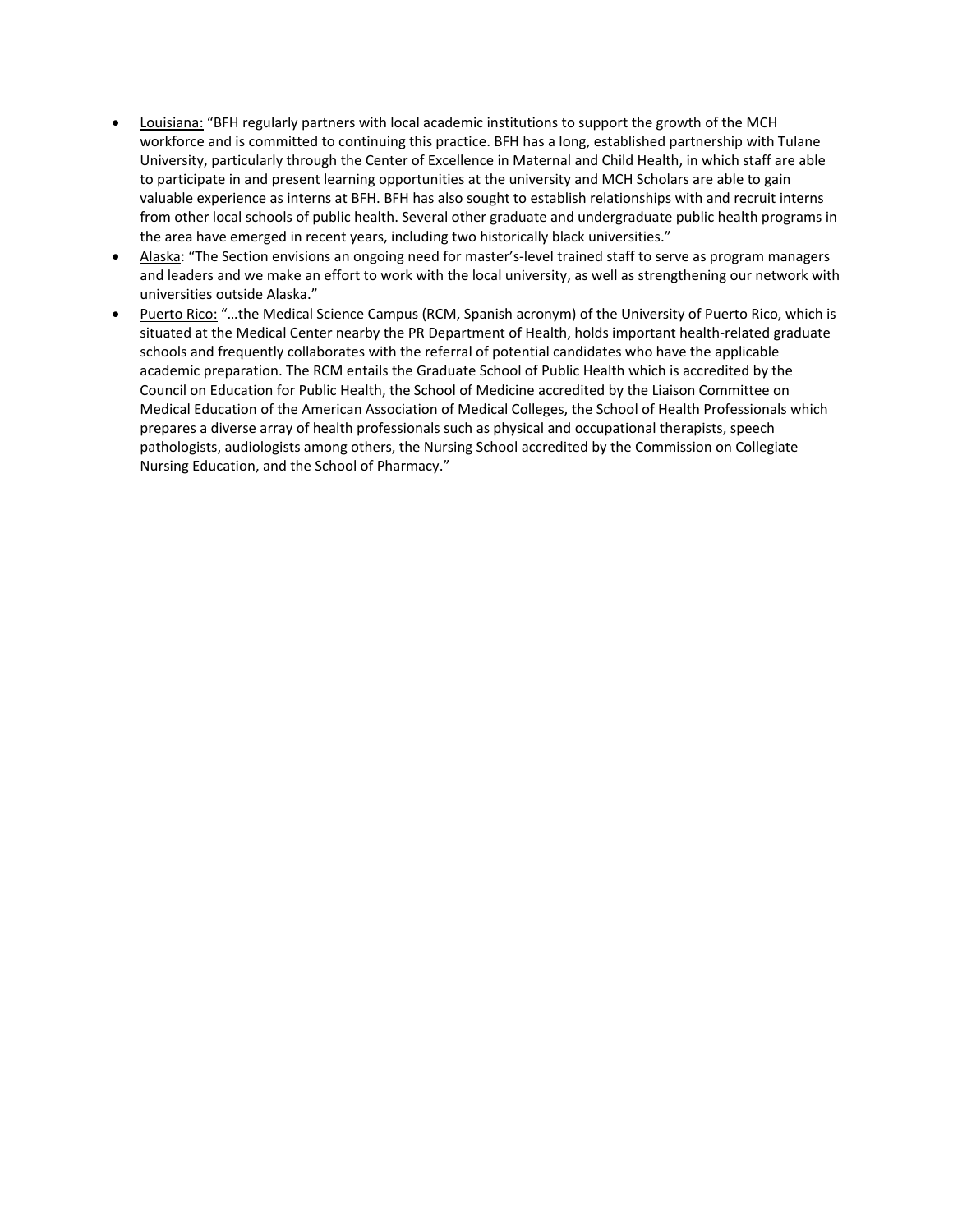- Louisiana: "BFH regularly partners with local academic institutions to support the growth of the MCH workforce and is committed to continuing this practice. BFH has a long, established partnership with Tulane University, particularly through the Center of Excellence in Maternal and Child Health, in which staff are able to participate in and present learning opportunities at the university and MCH Scholars are able to gain valuable experience as interns at BFH. BFH has also sought to establish relationships with and recruit interns from other local schools of public health. Several other graduate and undergraduate public health programs in the area have emerged in recent years, including two historically black universities."
- Alaska: "The Section envisions an ongoing need for master's-level trained staff to serve as program managers and leaders and we make an effort to work with the local university, as well as strengthening our network with universities outside Alaska."
- Puerto Rico: "…the Medical Science Campus (RCM, Spanish acronym) of the University of Puerto Rico, which is situated at the Medical Center nearby the PR Department of Health, holds important health-related graduate schools and frequently collaborates with the referral of potential candidates who have the applicable academic preparation. The RCM entails the Graduate School of Public Health which is accredited by the Council on Education for Public Health, the School of Medicine accredited by the Liaison Committee on Medical Education of the American Association of Medical Colleges, the School of Health Professionals which prepares a diverse array of health professionals such as physical and occupational therapists, speech pathologists, audiologists among others, the Nursing School accredited by the Commission on Collegiate Nursing Education, and the School of Pharmacy."